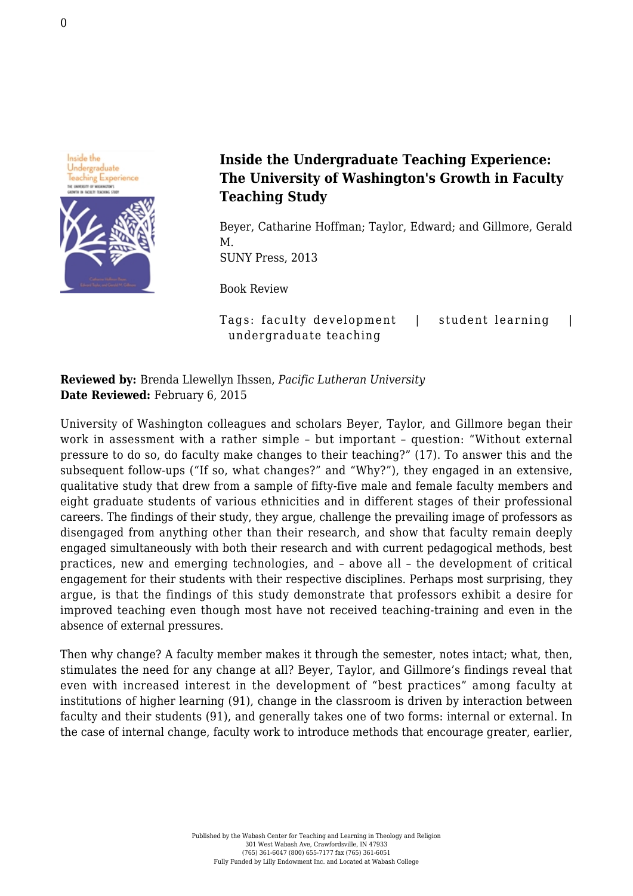# Inside the Undergraduate Teaching Experience: The University of Washington's Growth in Faculty Teaching Study

Beyer, Catharine Hoffman; Taylor, Edward; and Gillmore, Gerald M.
SUNY Press, 2013

Book Review

Tags: faculty development | student learning | undergraduate teaching

**Reviewed by:** Brenda Llewellyn Ihssen, *Pacific Lutheran University*
**Date Reviewed:** February 6, 2015

University of Washington colleagues and scholars Beyer, Taylor, and Gillmore began their work in assessment with a rather simple – but important – question: "Without external pressure to do so, do faculty make changes to their teaching?" (17). To answer this and the subsequent follow-ups ("If so, what changes?" and "Why?"), they engaged in an extensive, qualitative study that drew from a sample of fifty-five male and female faculty members and eight graduate students of various ethnicities and in different stages of their professional careers. The findings of their study, they argue, challenge the prevailing image of professors as disengaged from anything other than their research, and show that faculty remain deeply engaged simultaneously with both their research and with current pedagogical methods, best practices, new and emerging technologies, and – above all – the development of critical engagement for their students with their respective disciplines. Perhaps most surprising, they argue, is that the findings of this study demonstrate that professors exhibit a desire for improved teaching even though most have not received teaching-training and even in the absence of external pressures.

Then why change? A faculty member makes it through the semester, notes intact; what, then, stimulates the need for any change at all? Beyer, Taylor, and Gillmore's findings reveal that even with increased interest in the development of "best practices" among faculty at institutions of higher learning (91), change in the classroom is driven by interaction between faculty and their students (91), and generally takes one of two forms: internal or external. In the case of internal change, faculty work to introduce methods that encourage greater, earlier,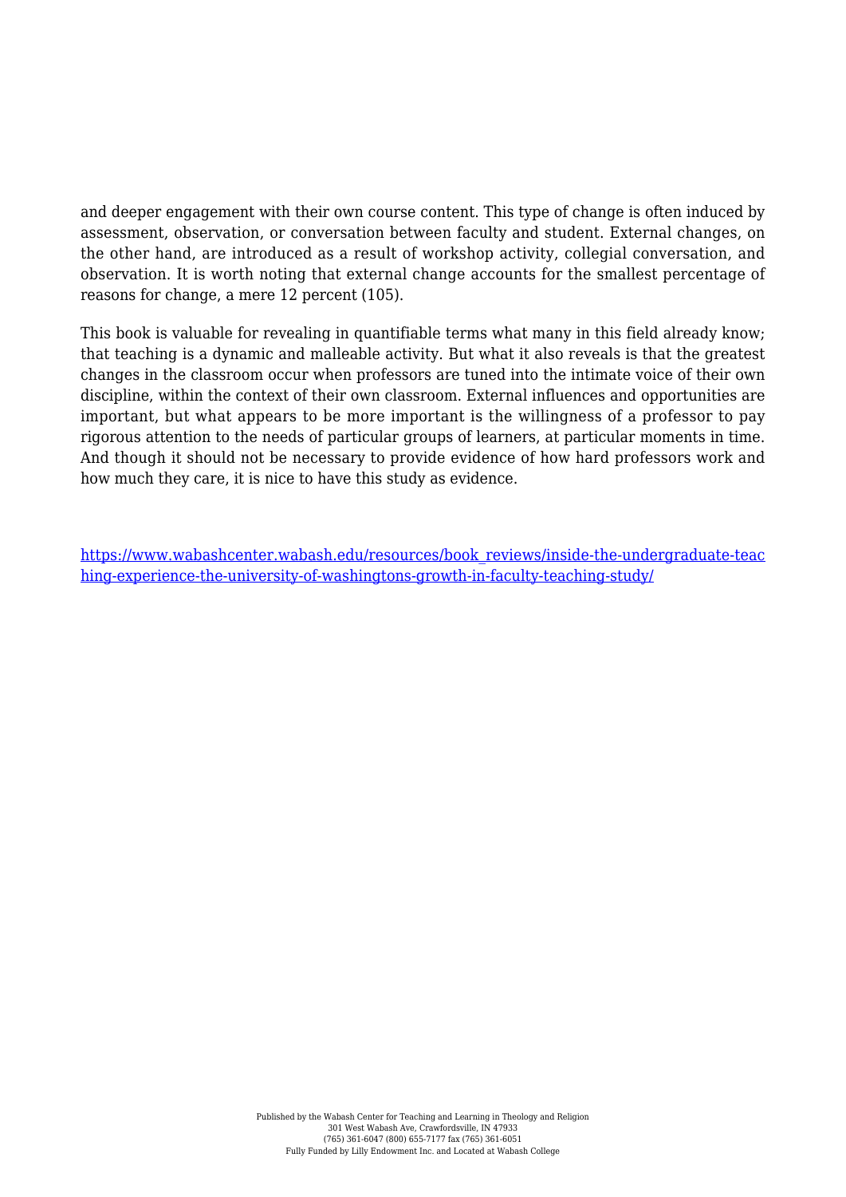and deeper engagement with their own course content. This type of change is often induced by assessment, observation, or conversation between faculty and student. External changes, on the other hand, are introduced as a result of workshop activity, collegial conversation, and observation. It is worth noting that external change accounts for the smallest percentage of reasons for change, a mere 12 percent (105).

This book is valuable for revealing in quantifiable terms what many in this field already know; that teaching is a dynamic and malleable activity. But what it also reveals is that the greatest changes in the classroom occur when professors are tuned into the intimate voice of their own discipline, within the context of their own classroom. External influences and opportunities are important, but what appears to be more important is the willingness of a professor to pay rigorous attention to the needs of particular groups of learners, at particular moments in time. And though it should not be necessary to provide evidence of how hard professors work and how much they care, it is nice to have this study as evidence.

https://www.wabashcenter.wabash.edu/resources/book_reviews/inside-the-undergraduate-teaching-experience-the-university-of-washingtons-growth-in-faculty-teaching-study/

Published by the Wabash Center for Teaching and Learning in Theology and Religion
301 West Wabash Ave, Crawfordsville, IN 47933
(765) 361-6047 (800) 655-7177 fax (765) 361-6051
Fully Funded by Lilly Endowment Inc. and Located at Wabash College